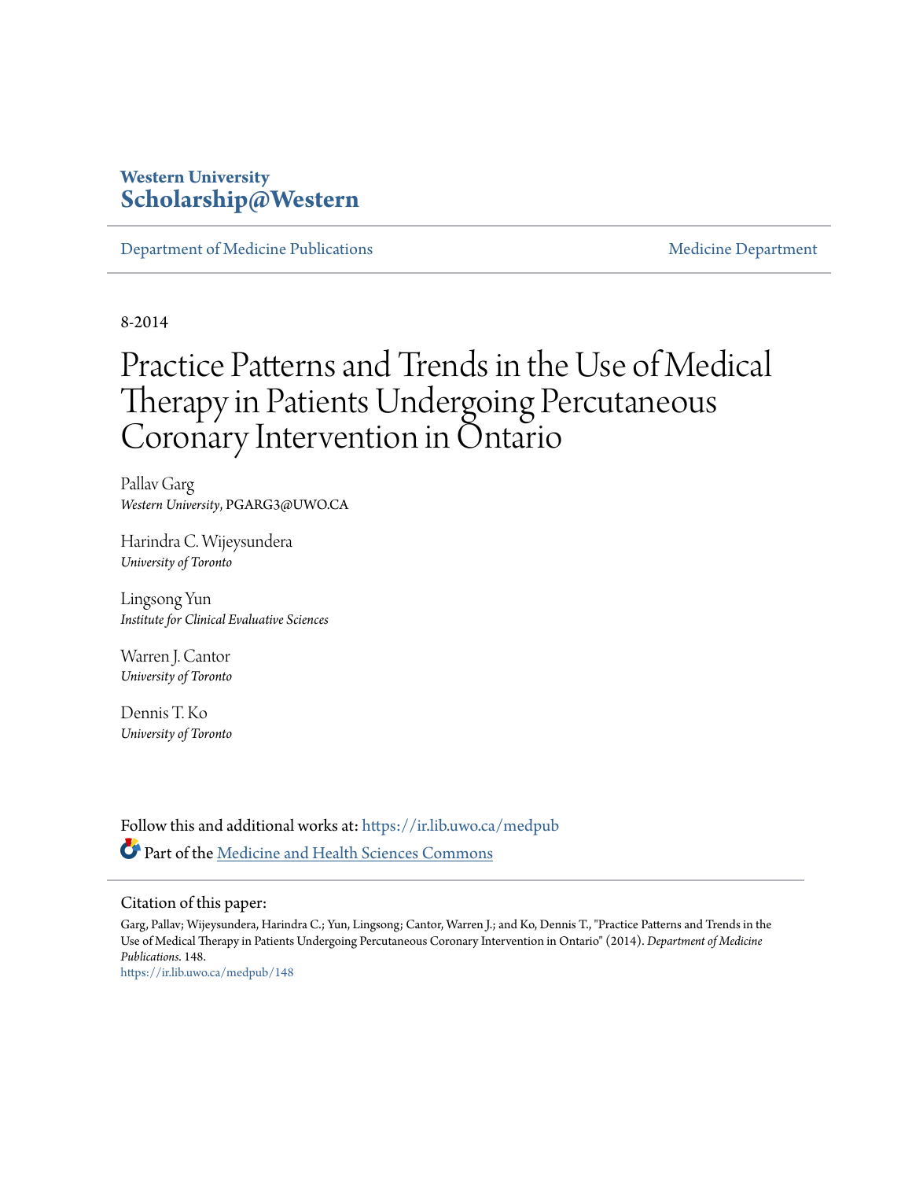Western University
**Scholarship@Western**

Department of Medicine Publications | Medicine Department

8-2014

# Practice Patterns and Trends in the Use of Medical Therapy in Patients Undergoing Percutaneous Coronary Intervention in Ontario

Pallav Garg
*Western University*, PGARG3@UWO.CA

Harindra C. Wijeysundera
*University of Toronto*

Lingsong Yun
*Institute for Clinical Evaluative Sciences*

Warren J. Cantor
*University of Toronto*

Dennis T. Ko
*University of Toronto*

Follow this and additional works at: https://ir.lib.uwo.ca/medpub

Part of the Medicine and Health Sciences Commons

Citation of this paper:

Garg, Pallav; Wijeysundera, Harindra C.; Yun, Lingsong; Cantor, Warren J.; and Ko, Dennis T., "Practice Patterns and Trends in the Use of Medical Therapy in Patients Undergoing Percutaneous Coronary Intervention in Ontario" (2014). *Department of Medicine Publications*. 148.
https://ir.lib.uwo.ca/medpub/148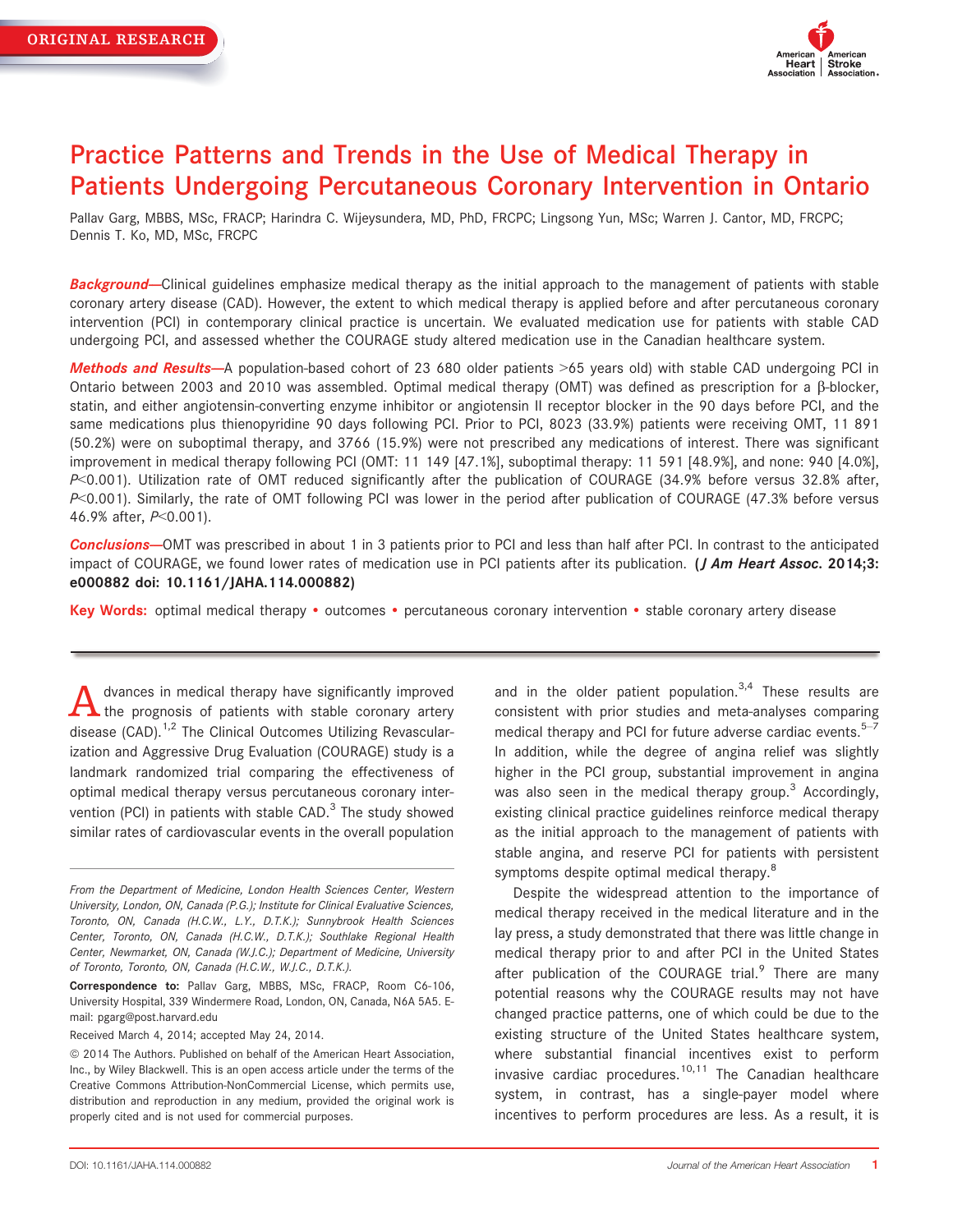ORIGINAL RESEARCH

# Practice Patterns and Trends in the Use of Medical Therapy in Patients Undergoing Percutaneous Coronary Intervention in Ontario

Pallav Garg, MBBS, MSc, FRACP; Harindra C. Wijeysundera, MD, PhD, FRCPC; Lingsong Yun, MSc; Warren J. Cantor, MD, FRCPC; Dennis T. Ko, MD, MSc, FRCPC

***Background*—**Clinical guidelines emphasize medical therapy as the initial approach to the management of patients with stable coronary artery disease (CAD). However, the extent to which medical therapy is applied before and after percutaneous coronary intervention (PCI) in contemporary clinical practice is uncertain. We evaluated medication use for patients with stable CAD undergoing PCI, and assessed whether the COURAGE study altered medication use in the Canadian healthcare system.

***Methods and Results*—**A population-based cohort of 23 680 older patients >65 years old) with stable CAD undergoing PCI in Ontario between 2003 and 2010 was assembled. Optimal medical therapy (OMT) was defined as prescription for a β-blocker, statin, and either angiotensin-converting enzyme inhibitor or angiotensin II receptor blocker in the 90 days before PCI, and the same medications plus thienopyridine 90 days following PCI. Prior to PCI, 8023 (33.9%) patients were receiving OMT, 11 891 (50.2%) were on suboptimal therapy, and 3766 (15.9%) were not prescribed any medications of interest. There was significant improvement in medical therapy following PCI (OMT: 11 149 [47.1%], suboptimal therapy: 11 591 [48.9%], and none: 940 [4.0%], $P<0.001$). Utilization rate of OMT reduced significantly after the publication of COURAGE (34.9% before versus 32.8% after, $P<0.001$). Similarly, the rate of OMT following PCI was lower in the period after publication of COURAGE (47.3% before versus 46.9% after, $P<0.001$).

***Conclusions*—**OMT was prescribed in about 1 in 3 patients prior to PCI and less than half after PCI. In contrast to the anticipated impact of COURAGE, we found lower rates of medication use in PCI patients after its publication. **(*J Am Heart Assoc*. 2014;3: e000882 doi: 10.1161/JAHA.114.000882)**

**Key Words:** optimal medical therapy • outcomes • percutaneous coronary intervention • stable coronary artery disease

Advances in medical therapy have significantly improved the prognosis of patients with stable coronary artery disease (CAD).[1,2] The Clinical Outcomes Utilizing Revascularization and Aggressive Drug Evaluation (COURAGE) study is a landmark randomized trial comparing the effectiveness of optimal medical therapy versus percutaneous coronary intervention (PCI) in patients with stable CAD.[3] The study showed similar rates of cardiovascular events in the overall population and in the older patient population.[3,4] These results are consistent with prior studies and meta-analyses comparing medical therapy and PCI for future adverse cardiac events.[5–7] In addition, while the degree of angina relief was slightly higher in the PCI group, substantial improvement in angina was also seen in the medical therapy group.[3] Accordingly, existing clinical practice guidelines reinforce medical therapy as the initial approach to the management of patients with stable angina, and reserve PCI for patients with persistent symptoms despite optimal medical therapy.[8]

Despite the widespread attention to the importance of medical therapy received in the medical literature and in the lay press, a study demonstrated that there was little change in medical therapy prior to and after PCI in the United States after publication of the COURAGE trial.[9] There are many potential reasons why the COURAGE results may not have changed practice patterns, one of which could be due to the existing structure of the United States healthcare system, where substantial financial incentives exist to perform invasive cardiac procedures.[10,11] The Canadian healthcare system, in contrast, has a single-payer model where incentives to perform procedures are less. As a result, it is

*From the Department of Medicine, London Health Sciences Center, Western University, London, ON, Canada (P.G.); Institute for Clinical Evaluative Sciences, Toronto, ON, Canada (H.C.W., L.Y., D.T.K.); Sunnybrook Health Sciences Center, Toronto, ON, Canada (H.C.W., D.T.K.); Southlake Regional Health Center, Newmarket, ON, Canada (W.J.C.); Department of Medicine, University of Toronto, Toronto, ON, Canada (H.C.W., W.J.C., D.T.K.).*

**Correspondence to:** Pallav Garg, MBBS, MSc, FRACP, Room C6-106, University Hospital, 339 Windermere Road, London, ON, Canada, N6A 5A5. E-mail: pgarg@post.harvard.edu

Received March 4, 2014; accepted May 24, 2014.

© 2014 The Authors. Published on behalf of the American Heart Association, Inc., by Wiley Blackwell. This is an open access article under the terms of the Creative Commons Attribution-NonCommercial License, which permits use, distribution and reproduction in any medium, provided the original work is properly cited and is not used for commercial purposes.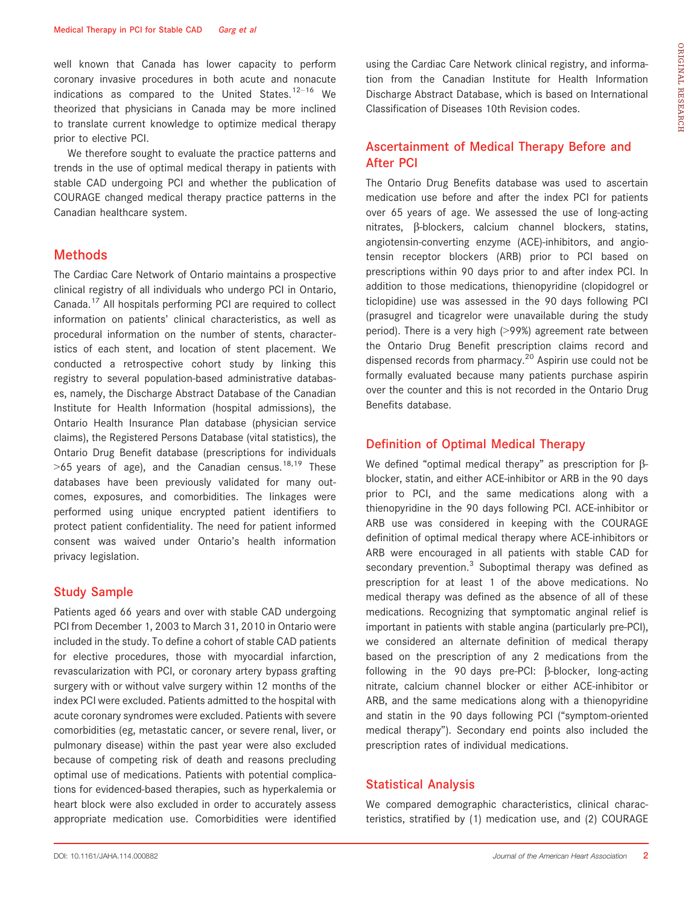well known that Canada has lower capacity to perform coronary invasive procedures in both acute and nonacute indications as compared to the United States.[12–16] We theorized that physicians in Canada may be more inclined to translate current knowledge to optimize medical therapy prior to elective PCI.

We therefore sought to evaluate the practice patterns and trends in the use of optimal medical therapy in patients with stable CAD undergoing PCI and whether the publication of COURAGE changed medical therapy practice patterns in the Canadian healthcare system.

## Methods

The Cardiac Care Network of Ontario maintains a prospective clinical registry of all individuals who undergo PCI in Ontario, Canada.[17] All hospitals performing PCI are required to collect information on patients' clinical characteristics, as well as procedural information on the number of stents, characteristics of each stent, and location of stent placement. We conducted a retrospective cohort study by linking this registry to several population-based administrative databases, namely, the Discharge Abstract Database of the Canadian Institute for Health Information (hospital admissions), the Ontario Health Insurance Plan database (physician service claims), the Registered Persons Database (vital statistics), the Ontario Drug Benefit database (prescriptions for individuals >65 years of age), and the Canadian census.[18,19] These databases have been previously validated for many outcomes, exposures, and comorbidities. The linkages were performed using unique encrypted patient identifiers to protect patient confidentiality. The need for patient informed consent was waived under Ontario's health information privacy legislation.

### Study Sample

Patients aged 66 years and over with stable CAD undergoing PCI from December 1, 2003 to March 31, 2010 in Ontario were included in the study. To define a cohort of stable CAD patients for elective procedures, those with myocardial infarction, revascularization with PCI, or coronary artery bypass grafting surgery with or without valve surgery within 12 months of the index PCI were excluded. Patients admitted to the hospital with acute coronary syndromes were excluded. Patients with severe comorbidities (eg, metastatic cancer, or severe renal, liver, or pulmonary disease) within the past year were also excluded because of competing risk of death and reasons precluding optimal use of medications. Patients with potential complications for evidenced-based therapies, such as hyperkalemia or heart block were also excluded in order to accurately assess appropriate medication use. Comorbidities were identified using the Cardiac Care Network clinical registry, and information from the Canadian Institute for Health Information Discharge Abstract Database, which is based on International Classification of Diseases 10th Revision codes.

### Ascertainment of Medical Therapy Before and After PCI

The Ontario Drug Benefits database was used to ascertain medication use before and after the index PCI for patients over 65 years of age. We assessed the use of long-acting nitrates, β-blockers, calcium channel blockers, statins, angiotensin-converting enzyme (ACE)-inhibitors, and angiotensin receptor blockers (ARB) prior to PCI based on prescriptions within 90 days prior to and after index PCI. In addition to those medications, thienopyridine (clopidogrel or ticlopidine) use was assessed in the 90 days following PCI (prasugrel and ticagrelor were unavailable during the study period). There is a very high (>99%) agreement rate between the Ontario Drug Benefit prescription claims record and dispensed records from pharmacy.[20] Aspirin use could not be formally evaluated because many patients purchase aspirin over the counter and this is not recorded in the Ontario Drug Benefits database.

### Definition of Optimal Medical Therapy

We defined "optimal medical therapy" as prescription for β-blocker, statin, and either ACE-inhibitor or ARB in the 90 days prior to PCI, and the same medications along with a thienopyridine in the 90 days following PCI. ACE-inhibitor or ARB use was considered in keeping with the COURAGE definition of optimal medical therapy where ACE-inhibitors or ARB were encouraged in all patients with stable CAD for secondary prevention.[3] Suboptimal therapy was defined as prescription for at least 1 of the above medications. No medical therapy was defined as the absence of all of these medications. Recognizing that symptomatic anginal relief is important in patients with stable angina (particularly pre-PCI), we considered an alternate definition of medical therapy based on the prescription of any 2 medications from the following in the 90 days pre-PCI: β-blocker, long-acting nitrate, calcium channel blocker or either ACE-inhibitor or ARB, and the same medications along with a thienopyridine and statin in the 90 days following PCI ("symptom-oriented medical therapy"). Secondary end points also included the prescription rates of individual medications.

### Statistical Analysis

We compared demographic characteristics, clinical characteristics, stratified by (1) medication use, and (2) COURAGE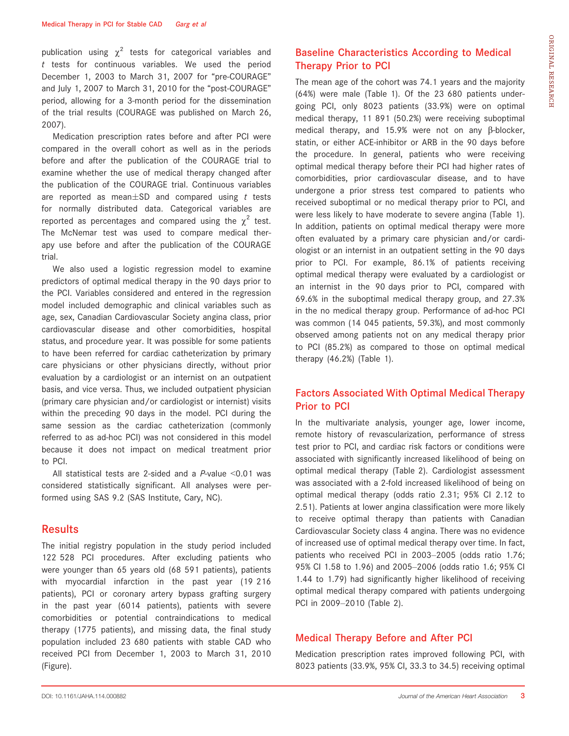publication using $\chi^2$ tests for categorical variables and *t* tests for continuous variables. We used the period December 1, 2003 to March 31, 2007 for "pre-COURAGE" and July 1, 2007 to March 31, 2010 for the "post-COURAGE" period, allowing for a 3-month period for the dissemination of the trial results (COURAGE was published on March 26, 2007).

Medication prescription rates before and after PCI were compared in the overall cohort as well as in the periods before and after the publication of the COURAGE trial to examine whether the use of medical therapy changed after the publication of the COURAGE trial. Continuous variables are reported as mean±SD and compared using *t* tests for normally distributed data. Categorical variables are reported as percentages and compared using the $\chi^2$ test. The McNemar test was used to compare medical therapy use before and after the publication of the COURAGE trial.

We also used a logistic regression model to examine predictors of optimal medical therapy in the 90 days prior to the PCI. Variables considered and entered in the regression model included demographic and clinical variables such as age, sex, Canadian Cardiovascular Society angina class, prior cardiovascular disease and other comorbidities, hospital status, and procedure year. It was possible for some patients to have been referred for cardiac catheterization by primary care physicians or other physicians directly, without prior evaluation by a cardiologist or an internist on an outpatient basis, and vice versa. Thus, we included outpatient physician (primary care physician and/or cardiologist or internist) visits within the preceding 90 days in the model. PCI during the same session as the cardiac catheterization (commonly referred to as ad-hoc PCI) was not considered in this model because it does not impact on medical treatment prior to PCI.

All statistical tests are 2-sided and a *P*-value <0.01 was considered statistically significant. All analyses were performed using SAS 9.2 (SAS Institute, Cary, NC).

## Results

The initial registry population in the study period included 122 528 PCI procedures. After excluding patients who were younger than 65 years old (68 591 patients), patients with myocardial infarction in the past year (19 216 patients), PCI or coronary artery bypass grafting surgery in the past year (6014 patients), patients with severe comorbidities or potential contraindications to medical therapy (1775 patients), and missing data, the final study population included 23 680 patients with stable CAD who received PCI from December 1, 2003 to March 31, 2010 (Figure).

### Baseline Characteristics According to Medical Therapy Prior to PCI

The mean age of the cohort was 74.1 years and the majority (64%) were male (Table 1). Of the 23 680 patients undergoing PCI, only 8023 patients (33.9%) were on optimal medical therapy, 11 891 (50.2%) were receiving suboptimal medical therapy, and 15.9% were not on any β-blocker, statin, or either ACE-inhibitor or ARB in the 90 days before the procedure. In general, patients who were receiving optimal medical therapy before their PCI had higher rates of comorbidities, prior cardiovascular disease, and to have undergone a prior stress test compared to patients who received suboptimal or no medical therapy prior to PCI, and were less likely to have moderate to severe angina (Table 1). In addition, patients on optimal medical therapy were more often evaluated by a primary care physician and/or cardiologist or an internist in an outpatient setting in the 90 days prior to PCI. For example, 86.1% of patients receiving optimal medical therapy were evaluated by a cardiologist or an internist in the 90 days prior to PCI, compared with 69.6% in the suboptimal medical therapy group, and 27.3% in the no medical therapy group. Performance of ad-hoc PCI was common (14 045 patients, 59.3%), and most commonly observed among patients not on any medical therapy prior to PCI (85.2%) as compared to those on optimal medical therapy (46.2%) (Table 1).

### Factors Associated With Optimal Medical Therapy Prior to PCI

In the multivariate analysis, younger age, lower income, remote history of revascularization, performance of stress test prior to PCI, and cardiac risk factors or conditions were associated with significantly increased likelihood of being on optimal medical therapy (Table 2). Cardiologist assessment was associated with a 2-fold increased likelihood of being on optimal medical therapy (odds ratio 2.31; 95% CI 2.12 to 2.51). Patients at lower angina classification were more likely to receive optimal therapy than patients with Canadian Cardiovascular Society class 4 angina. There was no evidence of increased use of optimal medical therapy over time. In fact, patients who received PCI in 2003–2005 (odds ratio 1.76; 95% CI 1.58 to 1.96) and 2005–2006 (odds ratio 1.6; 95% CI 1.44 to 1.79) had significantly higher likelihood of receiving optimal medical therapy compared with patients undergoing PCI in 2009–2010 (Table 2).

### Medical Therapy Before and After PCI

Medication prescription rates improved following PCI, with 8023 patients (33.9%, 95% CI, 33.3 to 34.5) receiving optimal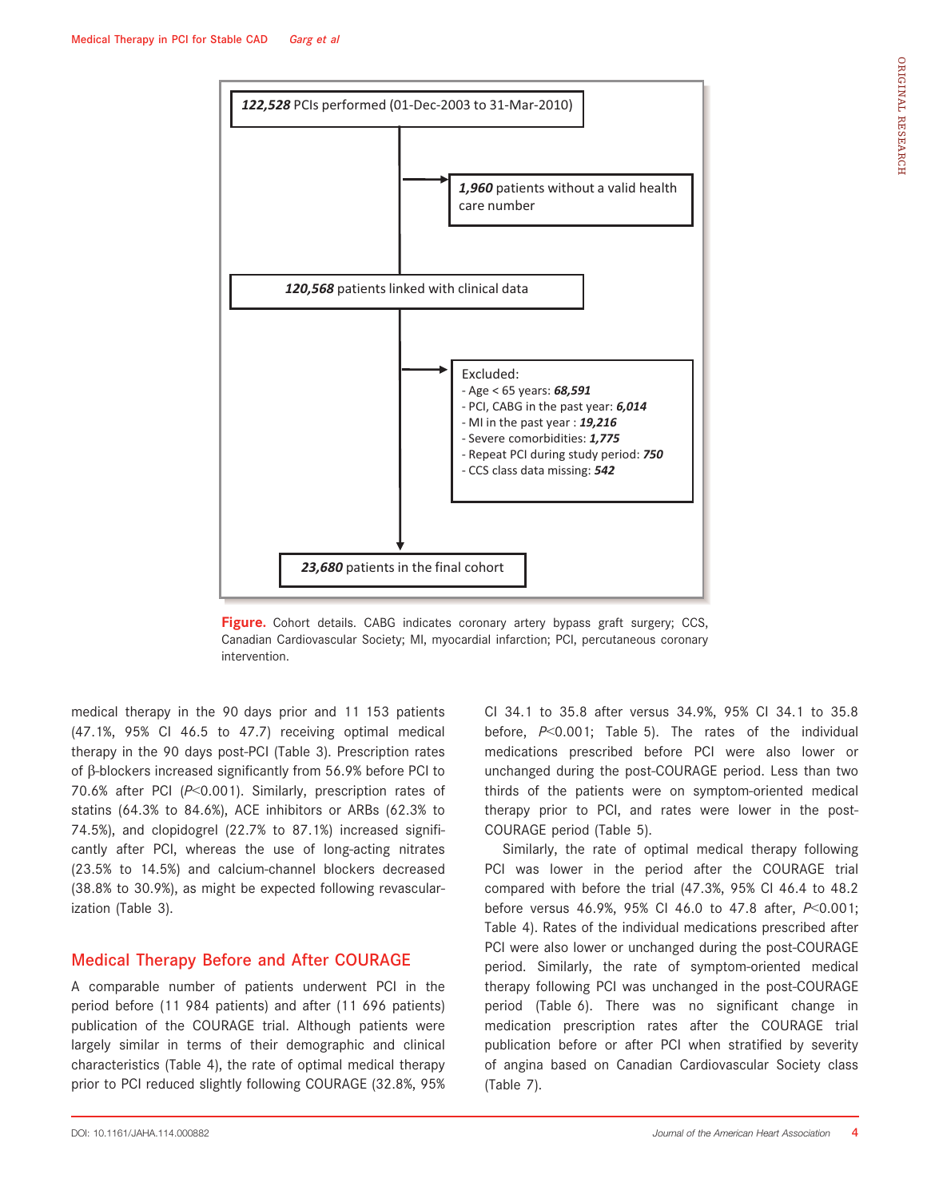122,528 PCIs performed (01-Dec-2003 to 31-Mar-2010)

1,960 patients without a valid health care number

120,568 patients linked with clinical data

Excluded:
- Age < 65 years: 68,591
- PCI, CABG in the past year: 6,014
- MI in the past year : 19,216
- Severe comorbidities: 1,775
- Repeat PCI during study period: 750
- CCS class data missing: 542

23,680 patients in the final cohort

**Figure.** Cohort details. CABG indicates coronary artery bypass graft surgery; CCS, Canadian Cardiovascular Society; MI, myocardial infarction; PCI, percutaneous coronary intervention.

medical therapy in the 90 days prior and 11 153 patients (47.1%, 95% CI 46.5 to 47.7) receiving optimal medical therapy in the 90 days post-PCI (Table 3). Prescription rates of β-blockers increased significantly from 56.9% before PCI to 70.6% after PCI ($P<0.001$). Similarly, prescription rates of statins (64.3% to 84.6%), ACE inhibitors or ARBs (62.3% to 74.5%), and clopidogrel (22.7% to 87.1%) increased significantly after PCI, whereas the use of long-acting nitrates (23.5% to 14.5%) and calcium-channel blockers decreased (38.8% to 30.9%), as might be expected following revascularization (Table 3).

## Medical Therapy Before and After COURAGE

A comparable number of patients underwent PCI in the period before (11 984 patients) and after (11 696 patients) publication of the COURAGE trial. Although patients were largely similar in terms of their demographic and clinical characteristics (Table 4), the rate of optimal medical therapy prior to PCI reduced slightly following COURAGE (32.8%, 95% CI 34.1 to 35.8 after versus 34.9%, 95% CI 34.1 to 35.8 before, $P<0.001$; Table 5). The rates of the individual medications prescribed before PCI were also lower or unchanged during the post-COURAGE period. Less than two thirds of the patients were on symptom-oriented medical therapy prior to PCI, and rates were lower in the post-COURAGE period (Table 5).

Similarly, the rate of optimal medical therapy following PCI was lower in the period after the COURAGE trial compared with before the trial (47.3%, 95% CI 46.4 to 48.2 before versus 46.9%, 95% CI 46.0 to 47.8 after, $P<0.001$; Table 4). Rates of the individual medications prescribed after PCI were also lower or unchanged during the post-COURAGE period. Similarly, the rate of symptom-oriented medical therapy following PCI was unchanged in the post-COURAGE period (Table 6). There was no significant change in medication prescription rates after the COURAGE trial publication before or after PCI when stratified by severity of angina based on Canadian Cardiovascular Society class (Table 7).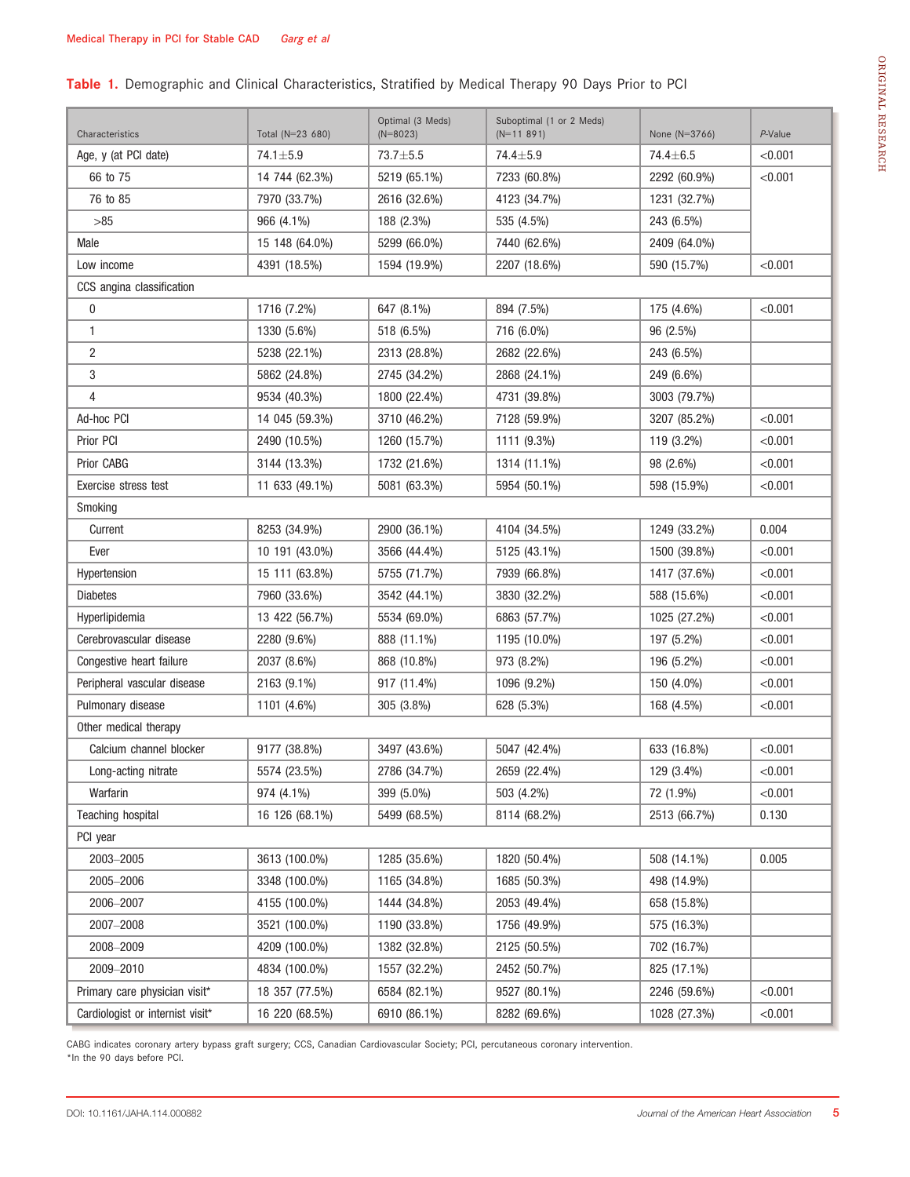**Table 1.** Demographic and Clinical Characteristics, Stratified by Medical Therapy 90 Days Prior to PCI

| Characteristics | Total (N=23 680) | Optimal (3 Meds) (N=8023) | Suboptimal (1 or 2 Meds) (N=11 891) | None (N=3766) | *P*-Value |
|---|---|---|---|---|---|
| Age, y (at PCI date) | 74.1±5.9 | 73.7±5.5 | 74.4±5.9 | 74.4±6.5 | <0.001 |
| 66 to 75 | 14 744 (62.3%) | 5219 (65.1%) | 7233 (60.8%) | 2292 (60.9%) | <0.001 |
| 76 to 85 | 7970 (33.7%) | 2616 (32.6%) | 4123 (34.7%) | 1231 (32.7%) | |
| >85 | 966 (4.1%) | 188 (2.3%) | 535 (4.5%) | 243 (6.5%) | |
| Male | 15 148 (64.0%) | 5299 (66.0%) | 7440 (62.6%) | 2409 (64.0%) | |
| Low income | 4391 (18.5%) | 1594 (19.9%) | 2207 (18.6%) | 590 (15.7%) | <0.001 |
| CCS angina classification | | | | | |
| 0 | 1716 (7.2%) | 647 (8.1%) | 894 (7.5%) | 175 (4.6%) | <0.001 |
| 1 | 1330 (5.6%) | 518 (6.5%) | 716 (6.0%) | 96 (2.5%) | |
| 2 | 5238 (22.1%) | 2313 (28.8%) | 2682 (22.6%) | 243 (6.5%) | |
| 3 | 5862 (24.8%) | 2745 (34.2%) | 2868 (24.1%) | 249 (6.6%) | |
| 4 | 9534 (40.3%) | 1800 (22.4%) | 4731 (39.8%) | 3003 (79.7%) | |
| Ad-hoc PCI | 14 045 (59.3%) | 3710 (46.2%) | 7128 (59.9%) | 3207 (85.2%) | <0.001 |
| Prior PCI | 2490 (10.5%) | 1260 (15.7%) | 1111 (9.3%) | 119 (3.2%) | <0.001 |
| Prior CABG | 3144 (13.3%) | 1732 (21.6%) | 1314 (11.1%) | 98 (2.6%) | <0.001 |
| Exercise stress test | 11 633 (49.1%) | 5081 (63.3%) | 5954 (50.1%) | 598 (15.9%) | <0.001 |
| Smoking | | | | | |
| Current | 8253 (34.9%) | 2900 (36.1%) | 4104 (34.5%) | 1249 (33.2%) | 0.004 |
| Ever | 10 191 (43.0%) | 3566 (44.4%) | 5125 (43.1%) | 1500 (39.8%) | <0.001 |
| Hypertension | 15 111 (63.8%) | 5755 (71.7%) | 7939 (66.8%) | 1417 (37.6%) | <0.001 |
| Diabetes | 7960 (33.6%) | 3542 (44.1%) | 3830 (32.2%) | 588 (15.6%) | <0.001 |
| Hyperlipidemia | 13 422 (56.7%) | 5534 (69.0%) | 6863 (57.7%) | 1025 (27.2%) | <0.001 |
| Cerebrovascular disease | 2280 (9.6%) | 888 (11.1%) | 1195 (10.0%) | 197 (5.2%) | <0.001 |
| Congestive heart failure | 2037 (8.6%) | 868 (10.8%) | 973 (8.2%) | 196 (5.2%) | <0.001 |
| Peripheral vascular disease | 2163 (9.1%) | 917 (11.4%) | 1096 (9.2%) | 150 (4.0%) | <0.001 |
| Pulmonary disease | 1101 (4.6%) | 305 (3.8%) | 628 (5.3%) | 168 (4.5%) | <0.001 |
| Other medical therapy | | | | | |
| Calcium channel blocker | 9177 (38.8%) | 3497 (43.6%) | 5047 (42.4%) | 633 (16.8%) | <0.001 |
| Long-acting nitrate | 5574 (23.5%) | 2786 (34.7%) | 2659 (22.4%) | 129 (3.4%) | <0.001 |
| Warfarin | 974 (4.1%) | 399 (5.0%) | 503 (4.2%) | 72 (1.9%) | <0.001 |
| Teaching hospital | 16 126 (68.1%) | 5499 (68.5%) | 8114 (68.2%) | 2513 (66.7%) | 0.130 |
| PCI year | | | | | |
| 2003–2005 | 3613 (100.0%) | 1285 (35.6%) | 1820 (50.4%) | 508 (14.1%) | 0.005 |
| 2005–2006 | 3348 (100.0%) | 1165 (34.8%) | 1685 (50.3%) | 498 (14.9%) | |
| 2006–2007 | 4155 (100.0%) | 1444 (34.8%) | 2053 (49.4%) | 658 (15.8%) | |
| 2007–2008 | 3521 (100.0%) | 1190 (33.8%) | 1756 (49.9%) | 575 (16.3%) | |
| 2008–2009 | 4209 (100.0%) | 1382 (32.8%) | 2125 (50.5%) | 702 (16.7%) | |
| 2009–2010 | 4834 (100.0%) | 1557 (32.2%) | 2452 (50.7%) | 825 (17.1%) | |
| Primary care physician visit* | 18 357 (77.5%) | 6584 (82.1%) | 9527 (80.1%) | 2246 (59.6%) | <0.001 |
| Cardiologist or internist visit* | 16 220 (68.5%) | 6910 (86.1%) | 8282 (69.6%) | 1028 (27.3%) | <0.001 |

CABG indicates coronary artery bypass graft surgery; CCS, Canadian Cardiovascular Society; PCI, percutaneous coronary intervention.
*In the 90 days before PCI.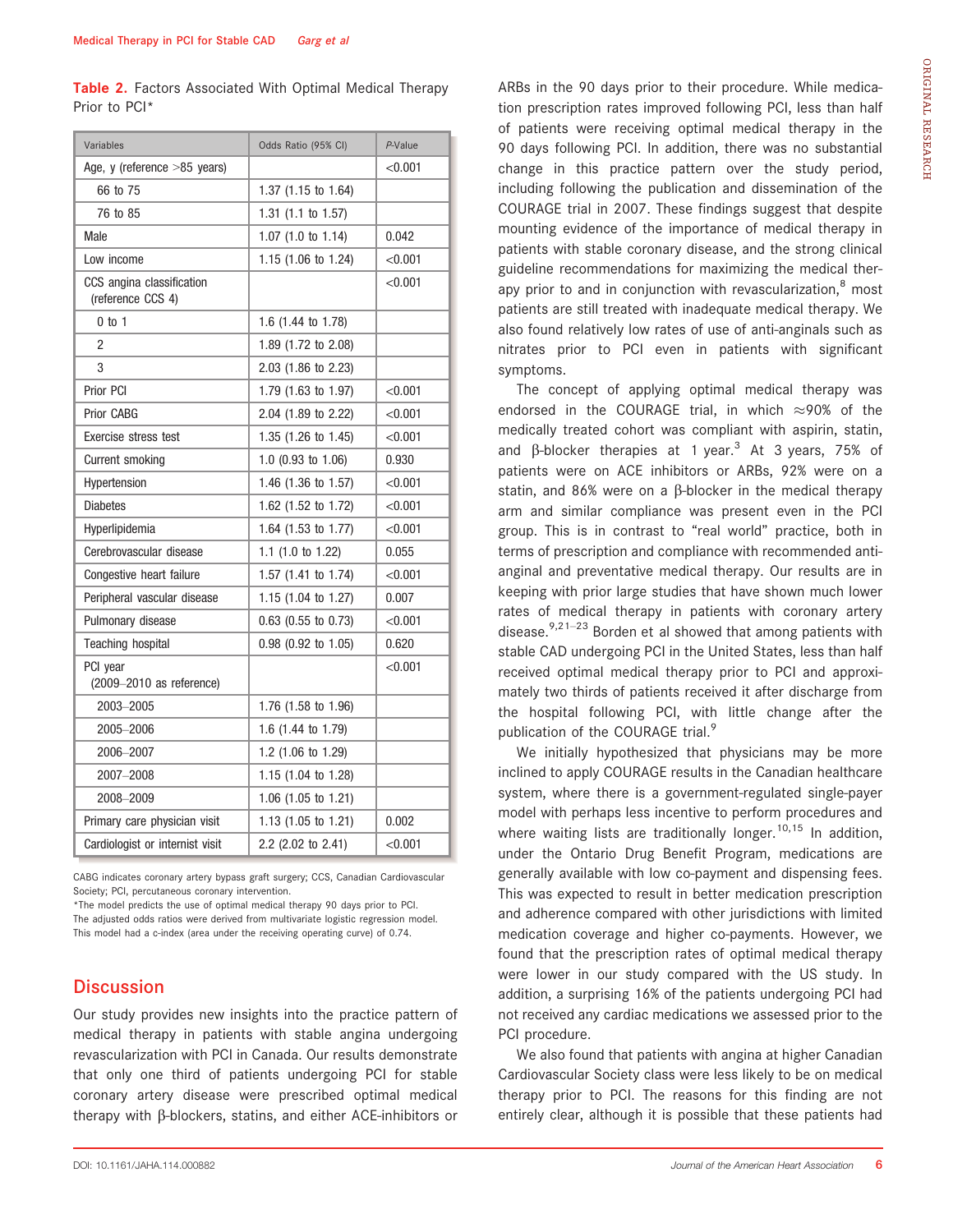**Table 2.** Factors Associated With Optimal Medical Therapy Prior to PCI*

| Variables | Odds Ratio (95% CI) | P-Value |
|---|---|---|
| Age, y (reference >85 years) | | <0.001 |
| 66 to 75 | 1.37 (1.15 to 1.64) | |
| 76 to 85 | 1.31 (1.1 to 1.57) | |
| Male | 1.07 (1.0 to 1.14) | 0.042 |
| Low income | 1.15 (1.06 to 1.24) | <0.001 |
| CCS angina classification (reference CCS 4) | | <0.001 |
| 0 to 1 | 1.6 (1.44 to 1.78) | |
| 2 | 1.89 (1.72 to 2.08) | |
| 3 | 2.03 (1.86 to 2.23) | |
| Prior PCI | 1.79 (1.63 to 1.97) | <0.001 |
| Prior CABG | 2.04 (1.89 to 2.22) | <0.001 |
| Exercise stress test | 1.35 (1.26 to 1.45) | <0.001 |
| Current smoking | 1.0 (0.93 to 1.06) | 0.930 |
| Hypertension | 1.46 (1.36 to 1.57) | <0.001 |
| Diabetes | 1.62 (1.52 to 1.72) | <0.001 |
| Hyperlipidemia | 1.64 (1.53 to 1.77) | <0.001 |
| Cerebrovascular disease | 1.1 (1.0 to 1.22) | 0.055 |
| Congestive heart failure | 1.57 (1.41 to 1.74) | <0.001 |
| Peripheral vascular disease | 1.15 (1.04 to 1.27) | 0.007 |
| Pulmonary disease | 0.63 (0.55 to 0.73) | <0.001 |
| Teaching hospital | 0.98 (0.92 to 1.05) | 0.620 |
| PCI year (2009–2010 as reference) | | <0.001 |
| 2003–2005 | 1.76 (1.58 to 1.96) | |
| 2005–2006 | 1.6 (1.44 to 1.79) | |
| 2006–2007 | 1.2 (1.06 to 1.29) | |
| 2007–2008 | 1.15 (1.04 to 1.28) | |
| 2008–2009 | 1.06 (1.05 to 1.21) | |
| Primary care physician visit | 1.13 (1.05 to 1.21) | 0.002 |
| Cardiologist or internist visit | 2.2 (2.02 to 2.41) | <0.001 |

CABG indicates coronary artery bypass graft surgery; CCS, Canadian Cardiovascular Society; PCI, percutaneous coronary intervention.
*The model predicts the use of optimal medical therapy 90 days prior to PCI. The adjusted odds ratios were derived from multivariate logistic regression model. This model had a c-index (area under the receiving operating curve) of 0.74.

## Discussion

Our study provides new insights into the practice pattern of medical therapy in patients with stable angina undergoing revascularization with PCI in Canada. Our results demonstrate that only one third of patients undergoing PCI for stable coronary artery disease were prescribed optimal medical therapy with β-blockers, statins, and either ACE-inhibitors or ARBs in the 90 days prior to their procedure. While medication prescription rates improved following PCI, less than half of patients were receiving optimal medical therapy in the 90 days following PCI. In addition, there was no substantial change in this practice pattern over the study period, including following the publication and dissemination of the COURAGE trial in 2007. These findings suggest that despite mounting evidence of the importance of medical therapy in patients with stable coronary disease, and the strong clinical guideline recommendations for maximizing the medical therapy prior to and in conjunction with revascularization,[8] most patients are still treated with inadequate medical therapy. We also found relatively low rates of use of anti-anginals such as nitrates prior to PCI even in patients with significant symptoms.

The concept of applying optimal medical therapy was endorsed in the COURAGE trial, in which ≈90% of the medically treated cohort was compliant with aspirin, statin, and β-blocker therapies at 1 year.[3] At 3 years, 75% of patients were on ACE inhibitors or ARBs, 92% were on a statin, and 86% were on a β-blocker in the medical therapy arm and similar compliance was present even in the PCI group. This is in contrast to "real world" practice, both in terms of prescription and compliance with recommended anti-anginal and preventative medical therapy. Our results are in keeping with prior large studies that have shown much lower rates of medical therapy in patients with coronary artery disease.[9,21–23] Borden et al showed that among patients with stable CAD undergoing PCI in the United States, less than half received optimal medical therapy prior to PCI and approximately two thirds of patients received it after discharge from the hospital following PCI, with little change after the publication of the COURAGE trial.[9]

We initially hypothesized that physicians may be more inclined to apply COURAGE results in the Canadian healthcare system, where there is a government-regulated single-payer model with perhaps less incentive to perform procedures and where waiting lists are traditionally longer.[10,15] In addition, under the Ontario Drug Benefit Program, medications are generally available with low co-payment and dispensing fees. This was expected to result in better medication prescription and adherence compared with other jurisdictions with limited medication coverage and higher co-payments. However, we found that the prescription rates of optimal medical therapy were lower in our study compared with the US study. In addition, a surprising 16% of the patients undergoing PCI had not received any cardiac medications we assessed prior to the PCI procedure.

We also found that patients with angina at higher Canadian Cardiovascular Society class were less likely to be on medical therapy prior to PCI. The reasons for this finding are not entirely clear, although it is possible that these patients had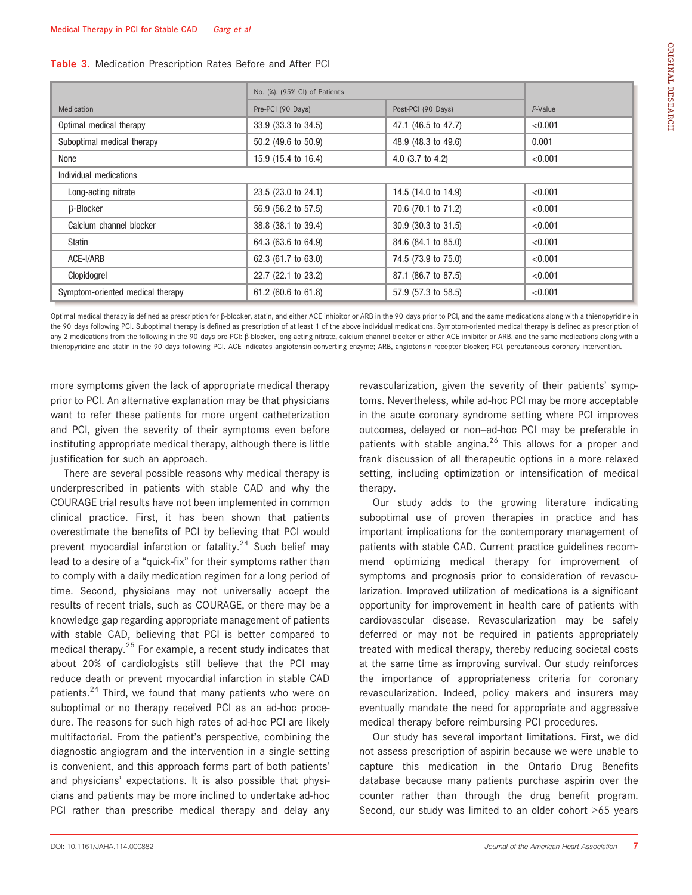**Table 3.** Medication Prescription Rates Before and After PCI

| Medication | No. (%), (95% CI) of Patients | | P-Value |
|---|---|---|---|
| | Pre-PCI (90 Days) | Post-PCI (90 Days) | |
| Optimal medical therapy | 33.9 (33.3 to 34.5) | 47.1 (46.5 to 47.7) | <0.001 |
| Suboptimal medical therapy | 50.2 (49.6 to 50.9) | 48.9 (48.3 to 49.6) | 0.001 |
| None | 15.9 (15.4 to 16.4) | 4.0 (3.7 to 4.2) | <0.001 |
| Individual medications | | | |
| Long-acting nitrate | 23.5 (23.0 to 24.1) | 14.5 (14.0 to 14.9) | <0.001 |
| β-Blocker | 56.9 (56.2 to 57.5) | 70.6 (70.1 to 71.2) | <0.001 |
| Calcium channel blocker | 38.8 (38.1 to 39.4) | 30.9 (30.3 to 31.5) | <0.001 |
| Statin | 64.3 (63.6 to 64.9) | 84.6 (84.1 to 85.0) | <0.001 |
| ACE-I/ARB | 62.3 (61.7 to 63.0) | 74.5 (73.9 to 75.0) | <0.001 |
| Clopidogrel | 22.7 (22.1 to 23.2) | 87.1 (86.7 to 87.5) | <0.001 |
| Symptom-oriented medical therapy | 61.2 (60.6 to 61.8) | 57.9 (57.3 to 58.5) | <0.001 |

Optimal medical therapy is defined as prescription for β-blocker, statin, and either ACE inhibitor or ARB in the 90 days prior to PCI, and the same medications along with a thienopyridine in the 90 days following PCI. Suboptimal therapy is defined as prescription of at least 1 of the above individual medications. Symptom-oriented medical therapy is defined as prescription of any 2 medications from the following in the 90 days pre-PCI: β-blocker, long-acting nitrate, calcium channel blocker or either ACE inhibitor or ARB, and the same medications along with a thienopyridine and statin in the 90 days following PCI. ACE indicates angiotensin-converting enzyme; ARB, angiotensin receptor blocker; PCI, percutaneous coronary intervention.

more symptoms given the lack of appropriate medical therapy prior to PCI. An alternative explanation may be that physicians want to refer these patients for more urgent catheterization and PCI, given the severity of their symptoms even before instituting appropriate medical therapy, although there is little justification for such an approach.

There are several possible reasons why medical therapy is underprescribed in patients with stable CAD and why the COURAGE trial results have not been implemented in common clinical practice. First, it has been shown that patients overestimate the benefits of PCI by believing that PCI would prevent myocardial infarction or fatality.[24] Such belief may lead to a desire of a "quick-fix" for their symptoms rather than to comply with a daily medication regimen for a long period of time. Second, physicians may not universally accept the results of recent trials, such as COURAGE, or there may be a knowledge gap regarding appropriate management of patients with stable CAD, believing that PCI is better compared to medical therapy.[25] For example, a recent study indicates that about 20% of cardiologists still believe that the PCI may reduce death or prevent myocardial infarction in stable CAD patients.[24] Third, we found that many patients who were on suboptimal or no therapy received PCI as an ad-hoc procedure. The reasons for such high rates of ad-hoc PCI are likely multifactorial. From the patient's perspective, combining the diagnostic angiogram and the intervention in a single setting is convenient, and this approach forms part of both patients' and physicians' expectations. It is also possible that physicians and patients may be more inclined to undertake ad-hoc PCI rather than prescribe medical therapy and delay any revascularization, given the severity of their patients' symptoms. Nevertheless, while ad-hoc PCI may be more acceptable in the acute coronary syndrome setting where PCI improves outcomes, delayed or non–ad-hoc PCI may be preferable in patients with stable angina.[26] This allows for a proper and frank discussion of all therapeutic options in a more relaxed setting, including optimization or intensification of medical therapy.

Our study adds to the growing literature indicating suboptimal use of proven therapies in practice and has important implications for the contemporary management of patients with stable CAD. Current practice guidelines recommend optimizing medical therapy for improvement of symptoms and prognosis prior to consideration of revascularization. Improved utilization of medications is a significant opportunity for improvement in health care of patients with cardiovascular disease. Revascularization may be safely deferred or may not be required in patients appropriately treated with medical therapy, thereby reducing societal costs at the same time as improving survival. Our study reinforces the importance of appropriateness criteria for coronary revascularization. Indeed, policy makers and insurers may eventually mandate the need for appropriate and aggressive medical therapy before reimbursing PCI procedures.

Our study has several important limitations. First, we did not assess prescription of aspirin because we were unable to capture this medication in the Ontario Drug Benefits database because many patients purchase aspirin over the counter rather than through the drug benefit program. Second, our study was limited to an older cohort >65 years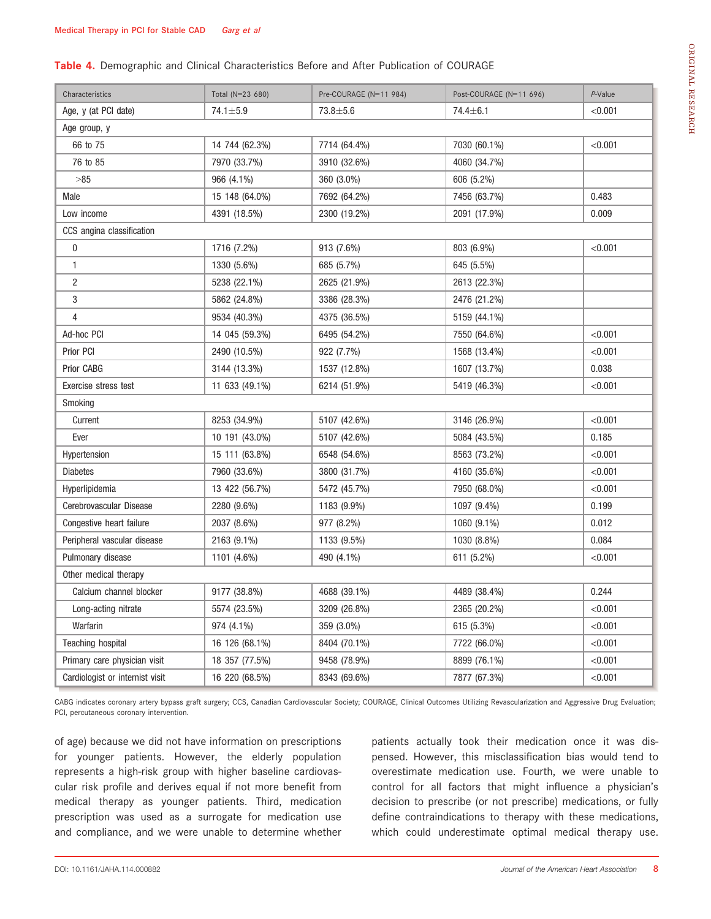**Table 4.** Demographic and Clinical Characteristics Before and After Publication of COURAGE

| Characteristics | Total (N=23 680) | Pre-COURAGE (N=11 984) | Post-COURAGE (N=11 696) | *P*-Value |
|---|---|---|---|---|
| Age, y (at PCI date) | 74.1±5.9 | 73.8±5.6 | 74.4±6.1 | <0.001 |
| Age group, y | | | | |
| 66 to 75 | 14 744 (62.3%) | 7714 (64.4%) | 7030 (60.1%) | <0.001 |
| 76 to 85 | 7970 (33.7%) | 3910 (32.6%) | 4060 (34.7%) | |
| >85 | 966 (4.1%) | 360 (3.0%) | 606 (5.2%) | |
| Male | 15 148 (64.0%) | 7692 (64.2%) | 7456 (63.7%) | 0.483 |
| Low income | 4391 (18.5%) | 2300 (19.2%) | 2091 (17.9%) | 0.009 |
| CCS angina classification | | | | |
| 0 | 1716 (7.2%) | 913 (7.6%) | 803 (6.9%) | <0.001 |
| 1 | 1330 (5.6%) | 685 (5.7%) | 645 (5.5%) | |
| 2 | 5238 (22.1%) | 2625 (21.9%) | 2613 (22.3%) | |
| 3 | 5862 (24.8%) | 3386 (28.3%) | 2476 (21.2%) | |
| 4 | 9534 (40.3%) | 4375 (36.5%) | 5159 (44.1%) | |
| Ad-hoc PCI | 14 045 (59.3%) | 6495 (54.2%) | 7550 (64.6%) | <0.001 |
| Prior PCI | 2490 (10.5%) | 922 (7.7%) | 1568 (13.4%) | <0.001 |
| Prior CABG | 3144 (13.3%) | 1537 (12.8%) | 1607 (13.7%) | 0.038 |
| Exercise stress test | 11 633 (49.1%) | 6214 (51.9%) | 5419 (46.3%) | <0.001 |
| Smoking | | | | |
| Current | 8253 (34.9%) | 5107 (42.6%) | 3146 (26.9%) | <0.001 |
| Ever | 10 191 (43.0%) | 5107 (42.6%) | 5084 (43.5%) | 0.185 |
| Hypertension | 15 111 (63.8%) | 6548 (54.6%) | 8563 (73.2%) | <0.001 |
| Diabetes | 7960 (33.6%) | 3800 (31.7%) | 4160 (35.6%) | <0.001 |
| Hyperlipidemia | 13 422 (56.7%) | 5472 (45.7%) | 7950 (68.0%) | <0.001 |
| Cerebrovascular Disease | 2280 (9.6%) | 1183 (9.9%) | 1097 (9.4%) | 0.199 |
| Congestive heart failure | 2037 (8.6%) | 977 (8.2%) | 1060 (9.1%) | 0.012 |
| Peripheral vascular disease | 2163 (9.1%) | 1133 (9.5%) | 1030 (8.8%) | 0.084 |
| Pulmonary disease | 1101 (4.6%) | 490 (4.1%) | 611 (5.2%) | <0.001 |
| Other medical therapy | | | | |
| Calcium channel blocker | 9177 (38.8%) | 4688 (39.1%) | 4489 (38.4%) | 0.244 |
| Long-acting nitrate | 5574 (23.5%) | 3209 (26.8%) | 2365 (20.2%) | <0.001 |
| Warfarin | 974 (4.1%) | 359 (3.0%) | 615 (5.3%) | <0.001 |
| Teaching hospital | 16 126 (68.1%) | 8404 (70.1%) | 7722 (66.0%) | <0.001 |
| Primary care physician visit | 18 357 (77.5%) | 9458 (78.9%) | 8899 (76.1%) | <0.001 |
| Cardiologist or internist visit | 16 220 (68.5%) | 8343 (69.6%) | 7877 (67.3%) | <0.001 |

CABG indicates coronary artery bypass graft surgery; CCS, Canadian Cardiovascular Society; COURAGE, Clinical Outcomes Utilizing Revascularization and Aggressive Drug Evaluation; PCI, percutaneous coronary intervention.

of age) because we did not have information on prescriptions for younger patients. However, the elderly population represents a high-risk group with higher baseline cardiovascular risk profile and derives equal if not more benefit from medical therapy as younger patients. Third, medication prescription was used as a surrogate for medication use and compliance, and we were unable to determine whether patients actually took their medication once it was dispensed. However, this misclassification bias would tend to overestimate medication use. Fourth, we were unable to control for all factors that might influence a physician's decision to prescribe (or not prescribe) medications, or fully define contraindications to therapy with these medications, which could underestimate optimal medical therapy use.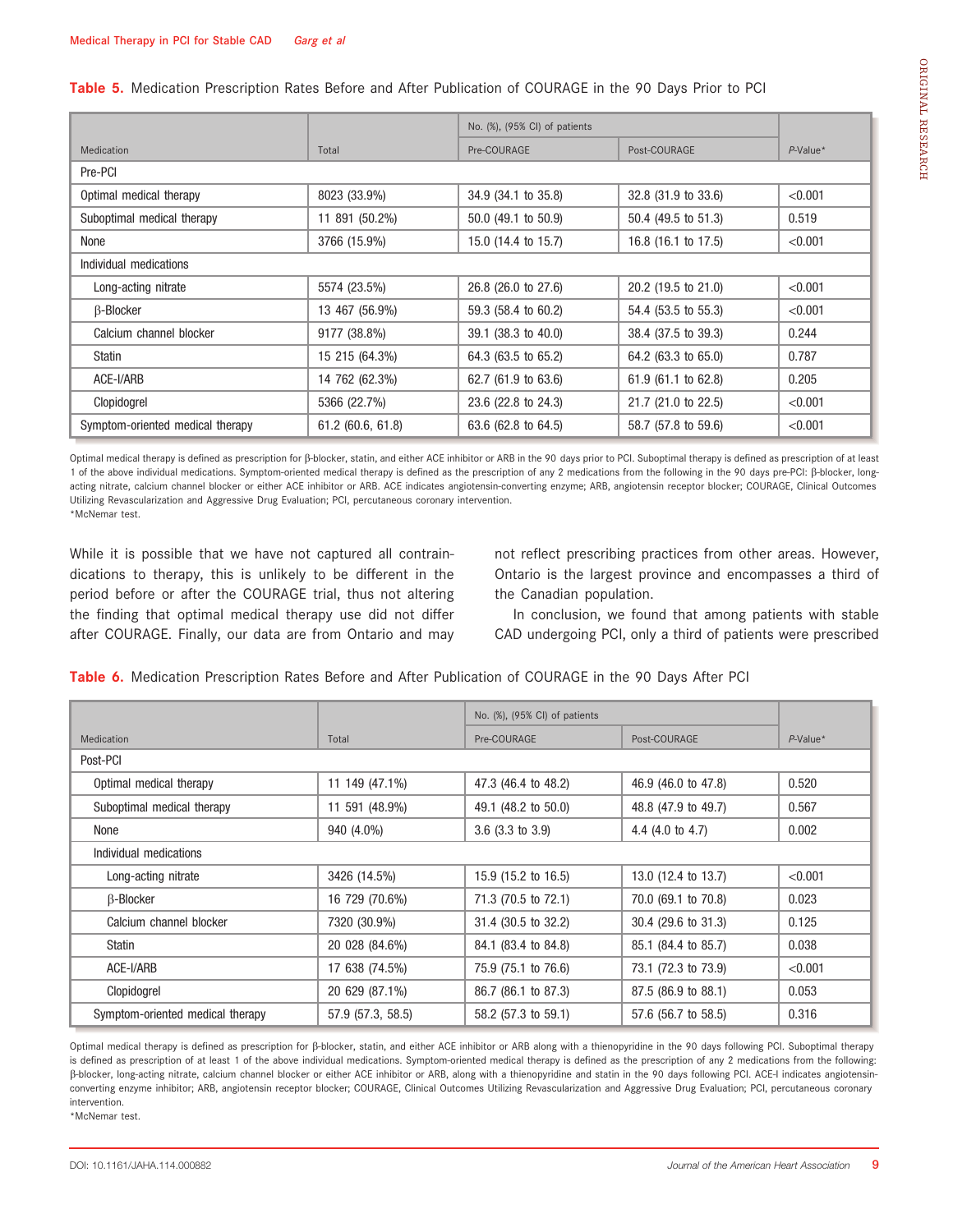**Table 5.** Medication Prescription Rates Before and After Publication of COURAGE in the 90 Days Prior to PCI

| Medication | Total | No. (%), (95% CI) of patients | | *P*-Value* |
|---|---|---|---|---|
| | | Pre-COURAGE | Post-COURAGE | |
| Pre-PCI | | | | |
| Optimal medical therapy | 8023 (33.9%) | 34.9 (34.1 to 35.8) | 32.8 (31.9 to 33.6) | <0.001 |
| Suboptimal medical therapy | 11 891 (50.2%) | 50.0 (49.1 to 50.9) | 50.4 (49.5 to 51.3) | 0.519 |
| None | 3766 (15.9%) | 15.0 (14.4 to 15.7) | 16.8 (16.1 to 17.5) | <0.001 |
| Individual medications | | | | |
| Long-acting nitrate | 5574 (23.5%) | 26.8 (26.0 to 27.6) | 20.2 (19.5 to 21.0) | <0.001 |
| β-Blocker | 13 467 (56.9%) | 59.3 (58.4 to 60.2) | 54.4 (53.5 to 55.3) | <0.001 |
| Calcium channel blocker | 9177 (38.8%) | 39.1 (38.3 to 40.0) | 38.4 (37.5 to 39.3) | 0.244 |
| Statin | 15 215 (64.3%) | 64.3 (63.5 to 65.2) | 64.2 (63.3 to 65.0) | 0.787 |
| ACE-I/ARB | 14 762 (62.3%) | 62.7 (61.9 to 63.6) | 61.9 (61.1 to 62.8) | 0.205 |
| Clopidogrel | 5366 (22.7%) | 23.6 (22.8 to 24.3) | 21.7 (21.0 to 22.5) | <0.001 |
| Symptom-oriented medical therapy | 61.2 (60.6, 61.8) | 63.6 (62.8 to 64.5) | 58.7 (57.8 to 59.6) | <0.001 |

Optimal medical therapy is defined as prescription for β-blocker, statin, and either ACE inhibitor or ARB in the 90 days prior to PCI. Suboptimal therapy is defined as prescription of at least 1 of the above individual medications. Symptom-oriented medical therapy is defined as the prescription of any 2 medications from the following in the 90 days pre-PCI: β-blocker, long-acting nitrate, calcium channel blocker or either ACE inhibitor or ARB. ACE indicates angiotensin-converting enzyme; ARB, angiotensin receptor blocker; COURAGE, Clinical Outcomes Utilizing Revascularization and Aggressive Drug Evaluation; PCI, percutaneous coronary intervention.
*McNemar test.

While it is possible that we have not captured all contraindications to therapy, this is unlikely to be different in the period before or after the COURAGE trial, thus not altering the finding that optimal medical therapy use did not differ after COURAGE. Finally, our data are from Ontario and may not reflect prescribing practices from other areas. However, Ontario is the largest province and encompasses a third of the Canadian population.

In conclusion, we found that among patients with stable CAD undergoing PCI, only a third of patients were prescribed

**Table 6.** Medication Prescription Rates Before and After Publication of COURAGE in the 90 Days After PCI

| Medication | Total | No. (%), (95% CI) of patients | | *P*-Value* |
|---|---|---|---|---|
| | | Pre-COURAGE | Post-COURAGE | |
| Post-PCI | | | | |
| Optimal medical therapy | 11 149 (47.1%) | 47.3 (46.4 to 48.2) | 46.9 (46.0 to 47.8) | 0.520 |
| Suboptimal medical therapy | 11 591 (48.9%) | 49.1 (48.2 to 50.0) | 48.8 (47.9 to 49.7) | 0.567 |
| None | 940 (4.0%) | 3.6 (3.3 to 3.9) | 4.4 (4.0 to 4.7) | 0.002 |
| Individual medications | | | | |
| Long-acting nitrate | 3426 (14.5%) | 15.9 (15.2 to 16.5) | 13.0 (12.4 to 13.7) | <0.001 |
| β-Blocker | 16 729 (70.6%) | 71.3 (70.5 to 72.1) | 70.0 (69.1 to 70.8) | 0.023 |
| Calcium channel blocker | 7320 (30.9%) | 31.4 (30.5 to 32.2) | 30.4 (29.6 to 31.3) | 0.125 |
| Statin | 20 028 (84.6%) | 84.1 (83.4 to 84.8) | 85.1 (84.4 to 85.7) | 0.038 |
| ACE-I/ARB | 17 638 (74.5%) | 75.9 (75.1 to 76.6) | 73.1 (72.3 to 73.9) | <0.001 |
| Clopidogrel | 20 629 (87.1%) | 86.7 (86.1 to 87.3) | 87.5 (86.9 to 88.1) | 0.053 |
| Symptom-oriented medical therapy | 57.9 (57.3, 58.5) | 58.2 (57.3 to 59.1) | 57.6 (56.7 to 58.5) | 0.316 |

Optimal medical therapy is defined as prescription for β-blocker, statin, and either ACE inhibitor or ARB along with a thienopyridine in the 90 days following PCI. Suboptimal therapy is defined as prescription of at least 1 of the above individual medications. Symptom-oriented medical therapy is defined as the prescription of any 2 medications from the following: β-blocker, long-acting nitrate, calcium channel blocker or either ACE inhibitor or ARB, along with a thienopyridine and statin in the 90 days following PCI. ACE-I indicates angiotensin-converting enzyme inhibitor; ARB, angiotensin receptor blocker; COURAGE, Clinical Outcomes Utilizing Revascularization and Aggressive Drug Evaluation; PCI, percutaneous coronary intervention.
*McNemar test.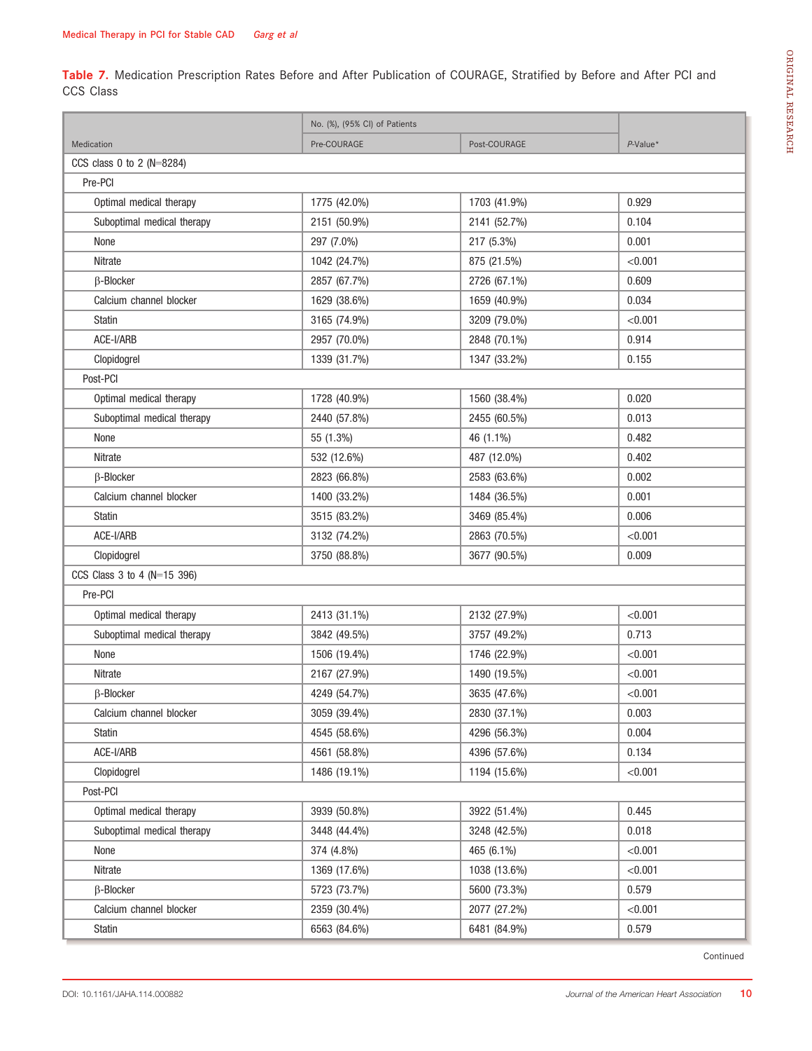**Table 7.** Medication Prescription Rates Before and After Publication of COURAGE, Stratified by Before and After PCI and CCS Class

| Medication | No. (%), (95% CI) of Patients | | *P*-Value* |
|---|---|---|---|
| | Pre-COURAGE | Post-COURAGE | |
| CCS class 0 to 2 (N=8284) | | | |
| Pre-PCI | | | |
| Optimal medical therapy | 1775 (42.0%) | 1703 (41.9%) | 0.929 |
| Suboptimal medical therapy | 2151 (50.9%) | 2141 (52.7%) | 0.104 |
| None | 297 (7.0%) | 217 (5.3%) | 0.001 |
| Nitrate | 1042 (24.7%) | 875 (21.5%) | <0.001 |
| β-Blocker | 2857 (67.7%) | 2726 (67.1%) | 0.609 |
| Calcium channel blocker | 1629 (38.6%) | 1659 (40.9%) | 0.034 |
| Statin | 3165 (74.9%) | 3209 (79.0%) | <0.001 |
| ACE-I/ARB | 2957 (70.0%) | 2848 (70.1%) | 0.914 |
| Clopidogrel | 1339 (31.7%) | 1347 (33.2%) | 0.155 |
| Post-PCI | | | |
| Optimal medical therapy | 1728 (40.9%) | 1560 (38.4%) | 0.020 |
| Suboptimal medical therapy | 2440 (57.8%) | 2455 (60.5%) | 0.013 |
| None | 55 (1.3%) | 46 (1.1%) | 0.482 |
| Nitrate | 532 (12.6%) | 487 (12.0%) | 0.402 |
| β-Blocker | 2823 (66.8%) | 2583 (63.6%) | 0.002 |
| Calcium channel blocker | 1400 (33.2%) | 1484 (36.5%) | 0.001 |
| Statin | 3515 (83.2%) | 3469 (85.4%) | 0.006 |
| ACE-I/ARB | 3132 (74.2%) | 2863 (70.5%) | <0.001 |
| Clopidogrel | 3750 (88.8%) | 3677 (90.5%) | 0.009 |
| CCS Class 3 to 4 (N=15 396) | | | |
| Pre-PCI | | | |
| Optimal medical therapy | 2413 (31.1%) | 2132 (27.9%) | <0.001 |
| Suboptimal medical therapy | 3842 (49.5%) | 3757 (49.2%) | 0.713 |
| None | 1506 (19.4%) | 1746 (22.9%) | <0.001 |
| Nitrate | 2167 (27.9%) | 1490 (19.5%) | <0.001 |
| β-Blocker | 4249 (54.7%) | 3635 (47.6%) | <0.001 |
| Calcium channel blocker | 3059 (39.4%) | 2830 (37.1%) | 0.003 |
| Statin | 4545 (58.6%) | 4296 (56.3%) | 0.004 |
| ACE-I/ARB | 4561 (58.8%) | 4396 (57.6%) | 0.134 |
| Clopidogrel | 1486 (19.1%) | 1194 (15.6%) | <0.001 |
| Post-PCI | | | |
| Optimal medical therapy | 3939 (50.8%) | 3922 (51.4%) | 0.445 |
| Suboptimal medical therapy | 3448 (44.4%) | 3248 (42.5%) | 0.018 |
| None | 374 (4.8%) | 465 (6.1%) | <0.001 |
| Nitrate | 1369 (17.6%) | 1038 (13.6%) | <0.001 |
| β-Blocker | 5723 (73.7%) | 5600 (73.3%) | 0.579 |
| Calcium channel blocker | 2359 (30.4%) | 2077 (27.2%) | <0.001 |
| Statin | 6563 (84.6%) | 6481 (84.9%) | 0.579 |

Continued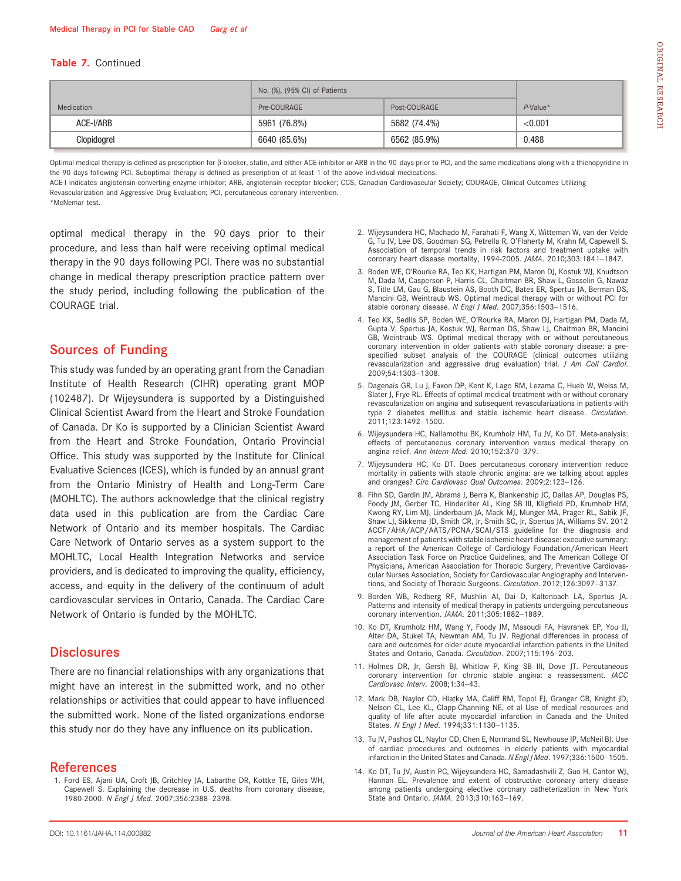**Table 7.** Continued

| Medication | No. (%), (95% CI) of Patients | | *P*-Value* |
|---|---|---|---|
| | Pre-COURAGE | Post-COURAGE | |
| ACE-I/ARB | 5961 (76.8%) | 5682 (74.4%) | <0.001 |
| Clopidogrel | 6640 (85.6%) | 6562 (85.9%) | 0.488 |

Optimal medical therapy is defined as prescription for β-blocker, statin, and either ACE-inhibitor or ARB in the 90 days prior to PCI, and the same medications along with a thienopyridine in the 90 days following PCI. Suboptimal therapy is defined as prescription of at least 1 of the above individual medications.
ACE-I indicates angiotensin-converting enzyme inhibitor; ARB, angiotensin receptor blocker; CCS, Canadian Cardiovascular Society; COURAGE, Clinical Outcomes Utilizing Revascularization and Aggressive Drug Evaluation; PCI, percutaneous coronary intervention.
*McNemar test.

optimal medical therapy in the 90 days prior to their procedure, and less than half were receiving optimal medical therapy in the 90 days following PCI. There was no substantial change in medical therapy prescription practice pattern over the study period, including following the publication of the COURAGE trial.

## Sources of Funding

This study was funded by an operating grant from the Canadian Institute of Health Research (CIHR) operating grant MOP (102487). Dr Wijeysundera is supported by a Distinguished Clinical Scientist Award from the Heart and Stroke Foundation of Canada. Dr Ko is supported by a Clinician Scientist Award from the Heart and Stroke Foundation, Ontario Provincial Office. This study was supported by the Institute for Clinical Evaluative Sciences (ICES), which is funded by an annual grant from the Ontario Ministry of Health and Long-Term Care (MOHLTC). The authors acknowledge that the clinical registry data used in this publication are from the Cardiac Care Network of Ontario and its member hospitals. The Cardiac Care Network of Ontario serves as a system support to the MOHLTC, Local Health Integration Networks and service providers, and is dedicated to improving the quality, efficiency, access, and equity in the delivery of the continuum of adult cardiovascular services in Ontario, Canada. The Cardiac Care Network of Ontario is funded by the MOHLTC.

## Disclosures

There are no financial relationships with any organizations that might have an interest in the submitted work, and no other relationships or activities that could appear to have influenced the submitted work. None of the listed organizations endorse this study nor do they have any influence on its publication.

## References

1. Ford ES, Ajani UA, Croft JB, Critchley JA, Labarthe DR, Kottke TE, Giles WH, Capewell S. Explaining the decrease in U.S. deaths from coronary disease, 1980-2000. *N Engl J Med*. 2007;356:2388–2398.
2. Wijeysundera HC, Machado M, Farahati F, Wang X, Witteman W, van der Velde G, Tu JV, Lee DS, Goodman SG, Petrella R, O'Flaherty M, Krahn M, Capewell S. Association of temporal trends in risk factors and treatment uptake with coronary heart disease mortality, 1994-2005. *JAMA*. 2010;303:1841–1847.
3. Boden WE, O'Rourke RA, Teo KK, Hartigan PM, Maron DJ, Kostuk WJ, Knudtson M, Dada M, Casperson P, Harris CL, Chaitman BR, Shaw L, Gosselin G, Nawaz S, Title LM, Gau G, Blaustein AS, Booth DC, Bates ER, Spertus JA, Berman DS, Mancini GB, Weintraub WS. Optimal medical therapy with or without PCI for stable coronary disease. *N Engl J Med*. 2007;356:1503–1516.
4. Teo KK, Sedlis SP, Boden WE, O'Rourke RA, Maron DJ, Hartigan PM, Dada M, Gupta V, Spertus JA, Kostuk WJ, Berman DS, Shaw LJ, Chaitman BR, Mancini GB, Weintraub WS. Optimal medical therapy with or without percutaneous coronary intervention in older patients with stable coronary disease: a pre-specified subset analysis of the COURAGE (clinical outcomes utilizing revascularization and aggressive drug evaluation) trial. *J Am Coll Cardiol*. 2009;54:1303–1308.
5. Dagenais GR, Lu J, Faxon DP, Kent K, Lago RM, Lezama C, Hueb W, Weiss M, Slater J, Frye RL. Effects of optimal medical treatment with or without coronary revascularization on angina and subsequent revascularizations in patients with type 2 diabetes mellitus and stable ischemic heart disease. *Circulation*. 2011;123:1492–1500.
6. Wijeysundera HC, Nallamothu BK, Krumholz HM, Tu JV, Ko DT. Meta-analysis: effects of percutaneous coronary intervention versus medical therapy on angina relief. *Ann Intern Med*. 2010;152:370–379.
7. Wijeysundera HC, Ko DT. Does percutaneous coronary intervention reduce mortality in patients with stable chronic angina: are we talking about apples and oranges? *Circ Cardiovasc Qual Outcomes*. 2009;2:123–126.
8. Fihn SD, Gardin JM, Abrams J, Berra K, Blankenship JC, Dallas AP, Douglas PS, Foody JM, Gerber TC, Hinderliter AL, King SB III, Kligfield PD, Krumholz HM, Kwong RY, Lim MJ, Linderbaum JA, Mack MJ, Munger MA, Prager RL, Sabik JF, Shaw LJ, Sikkema JD, Smith CR, Jr, Smith SC, Jr, Spertus JA, Williams SV. 2012 ACCF/AHA/ACP/AATS/PCNA/SCAI/STS guideline for the diagnosis and management of patients with stable ischemic heart disease: executive summary: a report of the American College of Cardiology Foundation/American Heart Association Task Force on Practice Guidelines, and The American College Of Physicians, American Association for Thoracic Surgery, Preventive Cardiovascular Nurses Association, Society for Cardiovascular Angiography and Interventions, and Society of Thoracic Surgeons. *Circulation*. 2012;126:3097–3137.
9. Borden WB, Redberg RF, Mushlin AI, Dai D, Kaltenbach LA, Spertus JA. Patterns and intensity of medical therapy in patients undergoing percutaneous coronary intervention. *JAMA*. 2011;305:1882–1889.
10. Ko DT, Krumholz HM, Wang Y, Foody JM, Masoudi FA, Havranek EP, You JJ, Alter DA, Stukel TA, Newman AM, Tu JV. Regional differences in process of care and outcomes for older acute myocardial infarction patients in the United States and Ontario, Canada. *Circulation*. 2007;115:196–203.
11. Holmes DR, Jr, Gersh BJ, Whitlow P, King SB III, Dove JT. Percutaneous coronary intervention for chronic stable angina: a reassessment. *JACC Cardiovasc Interv*. 2008;1:34–43.
12. Mark DB, Naylor CD, Hlatky MA, Califf RM, Topol EJ, Granger CB, Knight JD, Nelson CL, Lee KL, Clapp-Channing NE, et al Use of medical resources and quality of life after acute myocardial infarction in Canada and the United States. *N Engl J Med*. 1994;331:1130–1135.
13. Tu JV, Pashos CL, Naylor CD, Chen E, Normand SL, Newhouse JP, McNeil BJ. Use of cardiac procedures and outcomes in elderly patients with myocardial infarction in the United States and Canada. *N Engl J Med*. 1997;336:1500–1505.
14. Ko DT, Tu JV, Austin PC, Wijeysundera HC, Samadashvili Z, Guo H, Cantor WJ, Hannan EL. Prevalence and extent of obstructive coronary artery disease among patients undergoing elective coronary catheterization in New York State and Ontario. *JAMA*. 2013;310:163–169.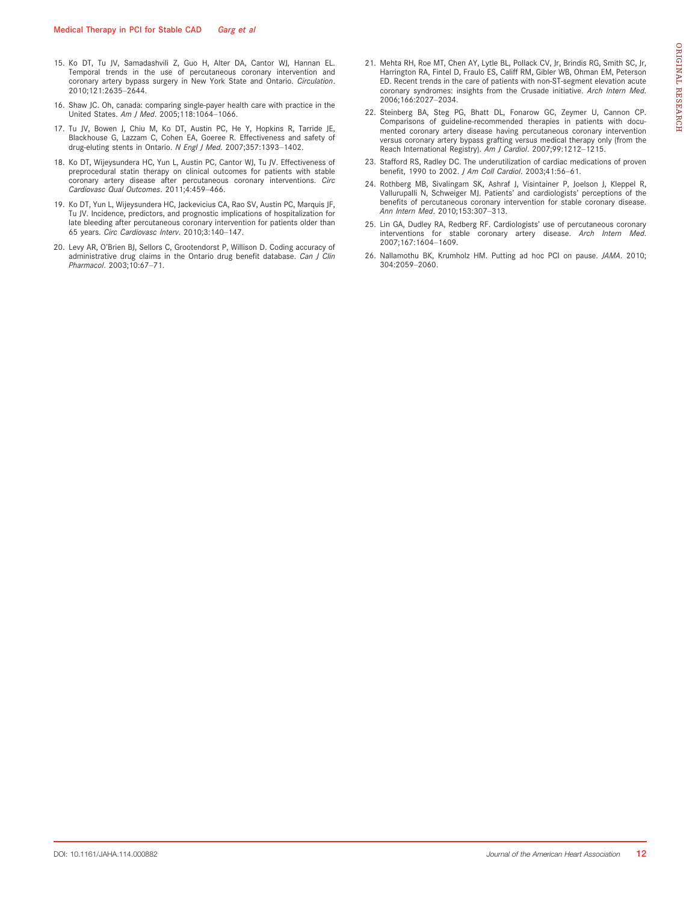15. Ko DT, Tu JV, Samadashvili Z, Guo H, Alter DA, Cantor WJ, Hannan EL. Temporal trends in the use of percutaneous coronary intervention and coronary artery bypass surgery in New York State and Ontario. *Circulation*. 2010;121:2635–2644.
16. Shaw JC. Oh, canada: comparing single-payer health care with practice in the United States. *Am J Med*. 2005;118:1064–1066.
17. Tu JV, Bowen J, Chiu M, Ko DT, Austin PC, He Y, Hopkins R, Tarride JE, Blackhouse G, Lazzam C, Cohen EA, Goeree R. Effectiveness and safety of drug-eluting stents in Ontario. *N Engl J Med*. 2007;357:1393–1402.
18. Ko DT, Wijeysundera HC, Yun L, Austin PC, Cantor WJ, Tu JV. Effectiveness of preprocedural statin therapy on clinical outcomes for patients with stable coronary artery disease after percutaneous coronary interventions. *Circ Cardiovasc Qual Outcomes*. 2011;4:459–466.
19. Ko DT, Yun L, Wijeysundera HC, Jackevicius CA, Rao SV, Austin PC, Marquis JF, Tu JV. Incidence, predictors, and prognostic implications of hospitalization for late bleeding after percutaneous coronary intervention for patients older than 65 years. *Circ Cardiovasc Interv*. 2010;3:140–147.
20. Levy AR, O'Brien BJ, Sellors C, Grootendorst P, Willison D. Coding accuracy of administrative drug claims in the Ontario drug benefit database. *Can J Clin Pharmacol*. 2003;10:67–71.
21. Mehta RH, Roe MT, Chen AY, Lytle BL, Pollack CV, Jr, Brindis RG, Smith SC, Jr, Harrington RA, Fintel D, Fraulo ES, Califf RM, Gibler WB, Ohman EM, Peterson ED. Recent trends in the care of patients with non-ST-segment elevation acute coronary syndromes: insights from the Crusade initiative. *Arch Intern Med*. 2006;166:2027–2034.
22. Steinberg BA, Steg PG, Bhatt DL, Fonarow GC, Zeymer U, Cannon CP. Comparisons of guideline-recommended therapies in patients with documented coronary artery disease having percutaneous coronary intervention versus coronary artery bypass grafting versus medical therapy only (from the Reach International Registry). *Am J Cardiol*. 2007;99:1212–1215.
23. Stafford RS, Radley DC. The underutilization of cardiac medications of proven benefit, 1990 to 2002. *J Am Coll Cardiol*. 2003;41:56–61.
24. Rothberg MB, Sivalingam SK, Ashraf J, Visintainer P, Joelson J, Kleppel R, Vallurupalli N, Schweiger MJ. Patients' and cardiologists' perceptions of the benefits of percutaneous coronary intervention for stable coronary disease. *Ann Intern Med*. 2010;153:307–313.
25. Lin GA, Dudley RA, Redberg RF. Cardiologists' use of percutaneous coronary interventions for stable coronary artery disease. *Arch Intern Med*. 2007;167:1604–1609.
26. Nallamothu BK, Krumholz HM. Putting ad hoc PCI on pause. *JAMA*. 2010; 304:2059–2060.